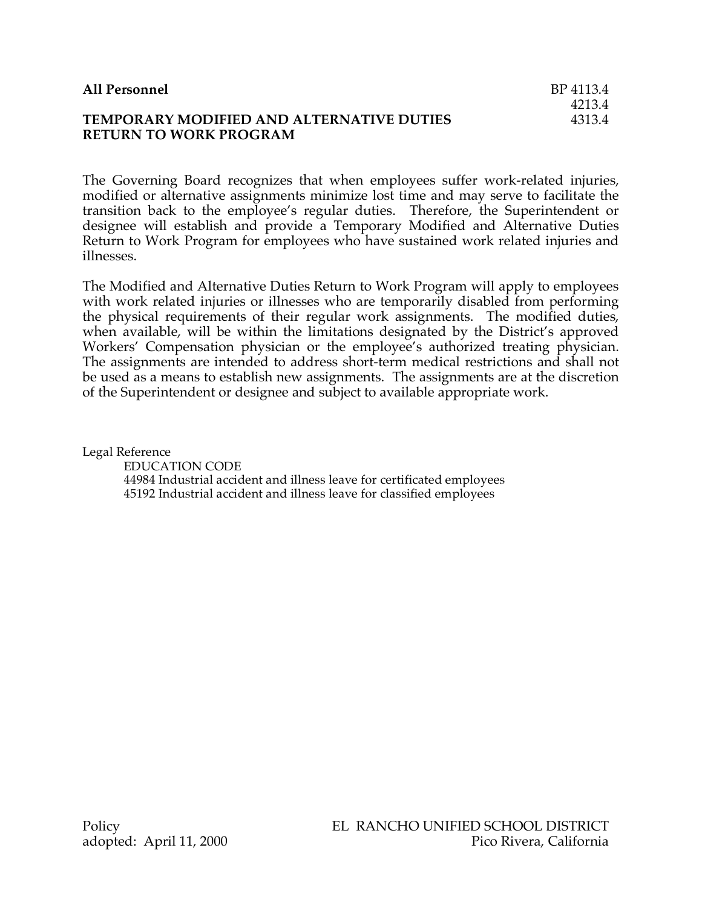**All Personnel** BP 4113.4
4213.4
4313.4

## TEMPORARY MODIFIED AND ALTERNATIVE DUTIES RETURN TO WORK PROGRAM

The Governing Board recognizes that when employees suffer work-related injuries, modified or alternative assignments minimize lost time and may serve to facilitate the transition back to the employee's regular duties. Therefore, the Superintendent or designee will establish and provide a Temporary Modified and Alternative Duties Return to Work Program for employees who have sustained work related injuries and illnesses.

The Modified and Alternative Duties Return to Work Program will apply to employees with work related injuries or illnesses who are temporarily disabled from performing the physical requirements of their regular work assignments. The modified duties, when available, will be within the limitations designated by the District's approved Workers' Compensation physician or the employee's authorized treating physician. The assignments are intended to address short-term medical restrictions and shall not be used as a means to establish new assignments. The assignments are at the discretion of the Superintendent or designee and subject to available appropriate work.

Legal Reference

EDUCATION CODE

44984 Industrial accident and illness leave for certificated employees

45192 Industrial accident and illness leave for classified employees

Policy
adopted: April 11, 2000

EL RANCHO UNIFIED SCHOOL DISTRICT
Pico Rivera, California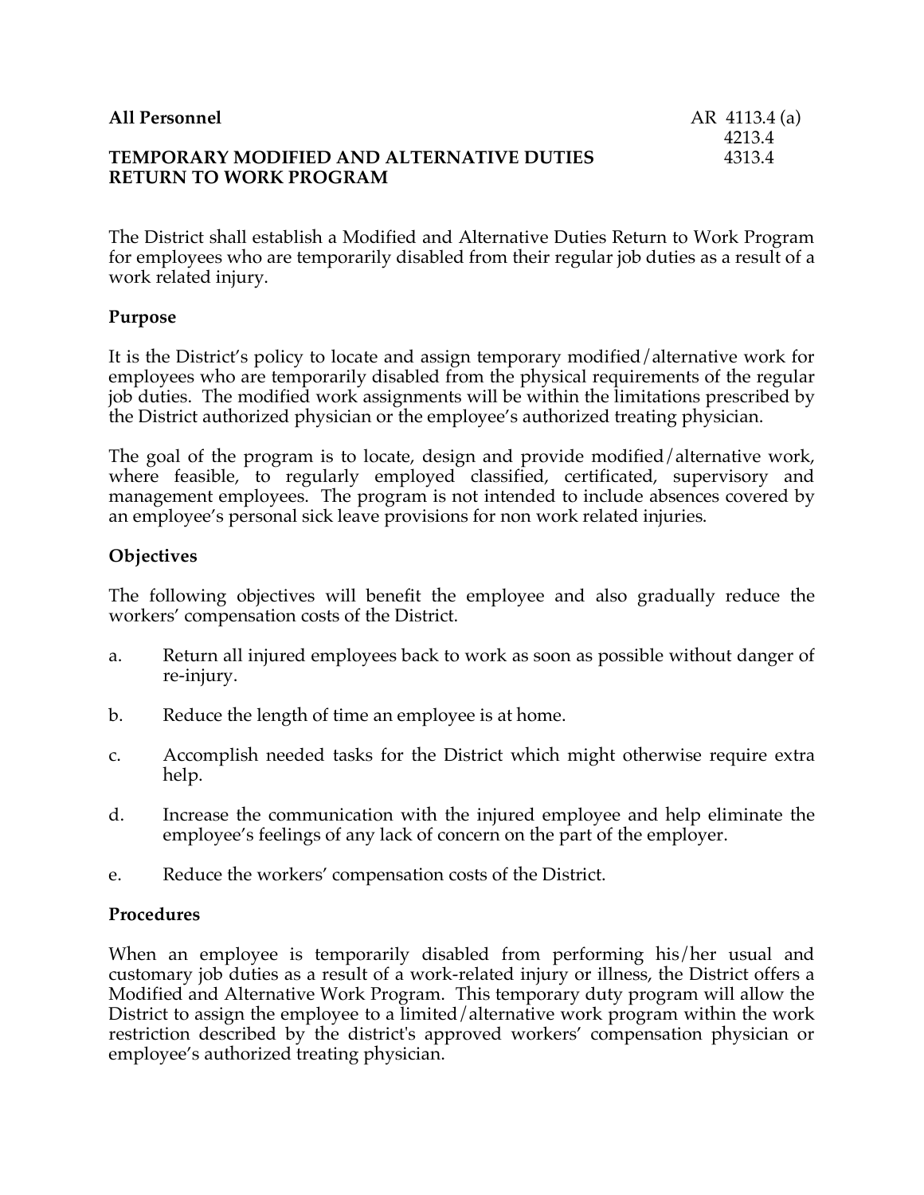**All Personnel** AR 4113.4 (a)
4213.4
4313.4

**TEMPORARY MODIFIED AND ALTERNATIVE DUTIES RETURN TO WORK PROGRAM**

The District shall establish a Modified and Alternative Duties Return to Work Program for employees who are temporarily disabled from their regular job duties as a result of a work related injury.

## Purpose

It is the District's policy to locate and assign temporary modified/alternative work for employees who are temporarily disabled from the physical requirements of the regular job duties. The modified work assignments will be within the limitations prescribed by the District authorized physician or the employee's authorized treating physician.

The goal of the program is to locate, design and provide modified/alternative work, where feasible, to regularly employed classified, certificated, supervisory and management employees. The program is not intended to include absences covered by an employee's personal sick leave provisions for non work related injuries.

## Objectives

The following objectives will benefit the employee and also gradually reduce the workers' compensation costs of the District.

a. Return all injured employees back to work as soon as possible without danger of re-injury.

b. Reduce the length of time an employee is at home.

c. Accomplish needed tasks for the District which might otherwise require extra help.

d. Increase the communication with the injured employee and help eliminate the employee's feelings of any lack of concern on the part of the employer.

e. Reduce the workers' compensation costs of the District.

## Procedures

When an employee is temporarily disabled from performing his/her usual and customary job duties as a result of a work-related injury or illness, the District offers a Modified and Alternative Work Program. This temporary duty program will allow the District to assign the employee to a limited/alternative work program within the work restriction described by the district's approved workers' compensation physician or employee's authorized treating physician.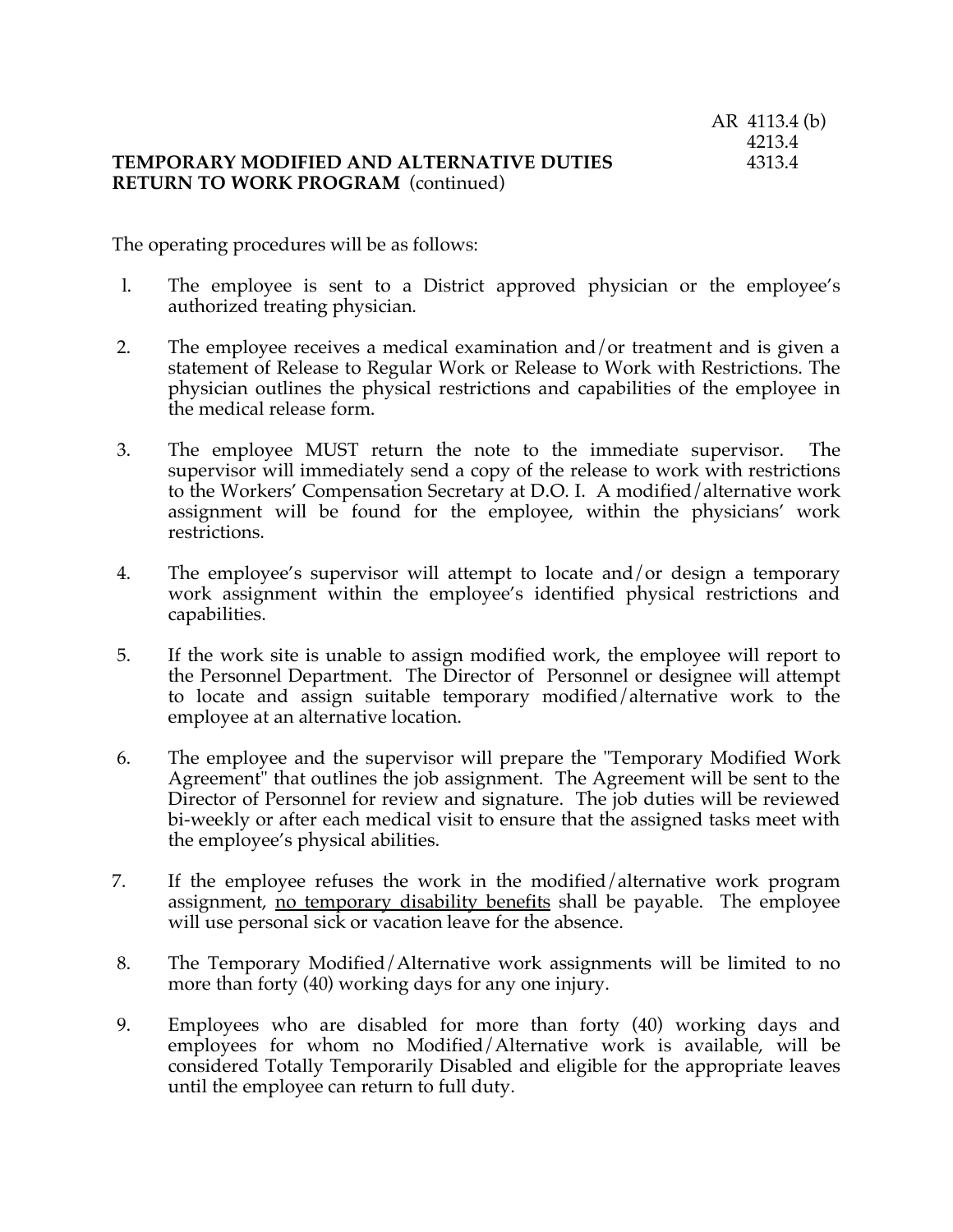AR 4113.4 (b)
4213.4
4313.4

**TEMPORARY MODIFIED AND ALTERNATIVE DUTIES RETURN TO WORK PROGRAM** (continued)

The operating procedures will be as follows:

1. The employee is sent to a District approved physician or the employee's authorized treating physician.

2. The employee receives a medical examination and/or treatment and is given a statement of Release to Regular Work or Release to Work with Restrictions. The physician outlines the physical restrictions and capabilities of the employee in the medical release form.

3. The employee MUST return the note to the immediate supervisor. The supervisor will immediately send a copy of the release to work with restrictions to the Workers' Compensation Secretary at D.O. I. A modified/alternative work assignment will be found for the employee, within the physicians' work restrictions.

4. The employee's supervisor will attempt to locate and/or design a temporary work assignment within the employee's identified physical restrictions and capabilities.

5. If the work site is unable to assign modified work, the employee will report to the Personnel Department. The Director of Personnel or designee will attempt to locate and assign suitable temporary modified/alternative work to the employee at an alternative location.

6. The employee and the supervisor will prepare the "Temporary Modified Work Agreement" that outlines the job assignment. The Agreement will be sent to the Director of Personnel for review and signature. The job duties will be reviewed bi-weekly or after each medical visit to ensure that the assigned tasks meet with the employee's physical abilities.

7. If the employee refuses the work in the modified/alternative work program assignment, <u>no temporary disability benefits</u> shall be payable. The employee will use personal sick or vacation leave for the absence.

8. The Temporary Modified/Alternative work assignments will be limited to no more than forty (40) working days for any one injury.

9. Employees who are disabled for more than forty (40) working days and employees for whom no Modified/Alternative work is available, will be considered Totally Temporarily Disabled and eligible for the appropriate leaves until the employee can return to full duty.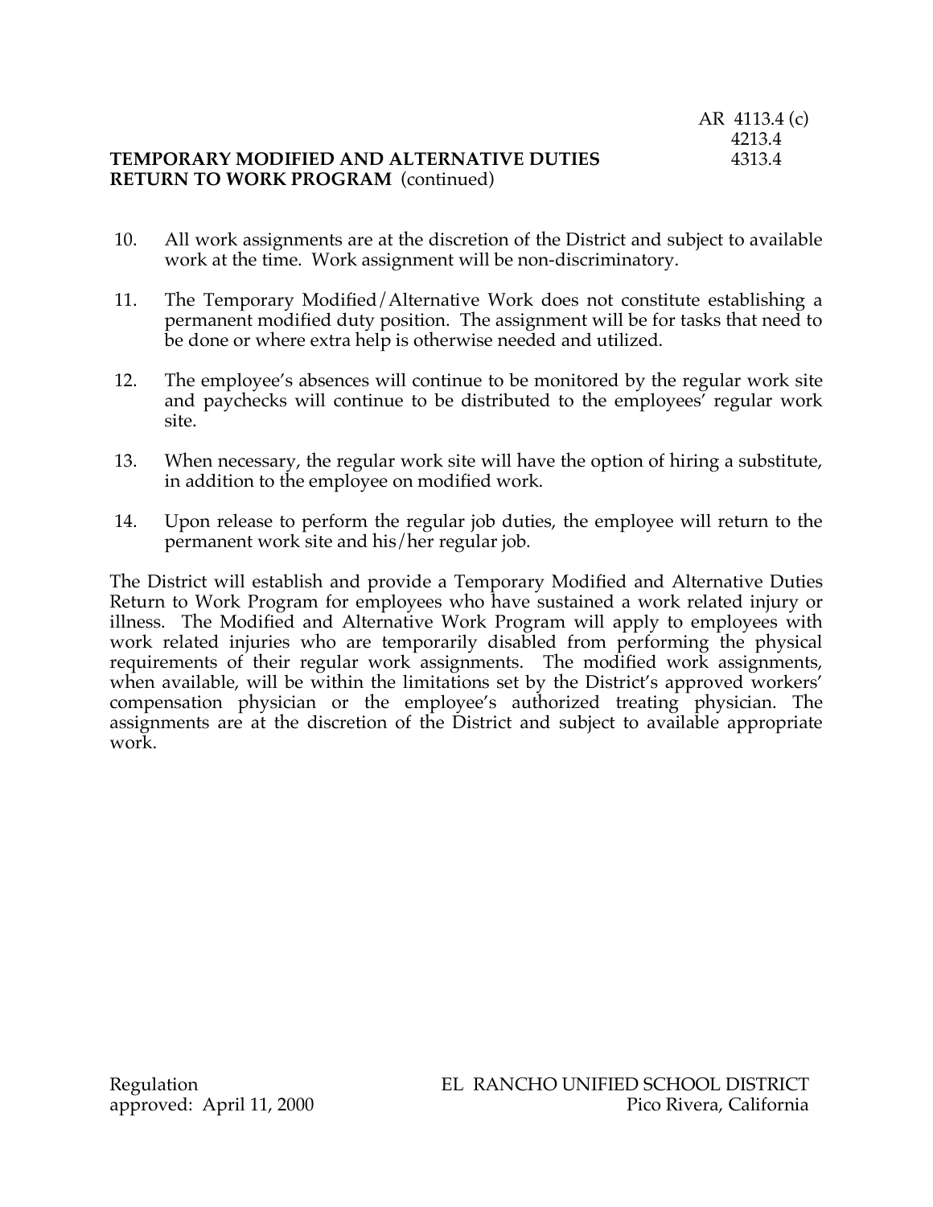AR 4113.4 (c)
4213.4
4313.4

**TEMPORARY MODIFIED AND ALTERNATIVE DUTIES RETURN TO WORK PROGRAM** (continued)

10. All work assignments are at the discretion of the District and subject to available work at the time. Work assignment will be non-discriminatory.

11. The Temporary Modified/Alternative Work does not constitute establishing a permanent modified duty position. The assignment will be for tasks that need to be done or where extra help is otherwise needed and utilized.

12. The employee's absences will continue to be monitored by the regular work site and paychecks will continue to be distributed to the employees' regular work site.

13. When necessary, the regular work site will have the option of hiring a substitute, in addition to the employee on modified work.

14. Upon release to perform the regular job duties, the employee will return to the permanent work site and his/her regular job.

The District will establish and provide a Temporary Modified and Alternative Duties Return to Work Program for employees who have sustained a work related injury or illness. The Modified and Alternative Work Program will apply to employees with work related injuries who are temporarily disabled from performing the physical requirements of their regular work assignments. The modified work assignments, when available, will be within the limitations set by the District's approved workers' compensation physician or the employee's authorized treating physician. The assignments are at the discretion of the District and subject to available appropriate work.

Regulation
approved: April 11, 2000

EL RANCHO UNIFIED SCHOOL DISTRICT
Pico Rivera, California